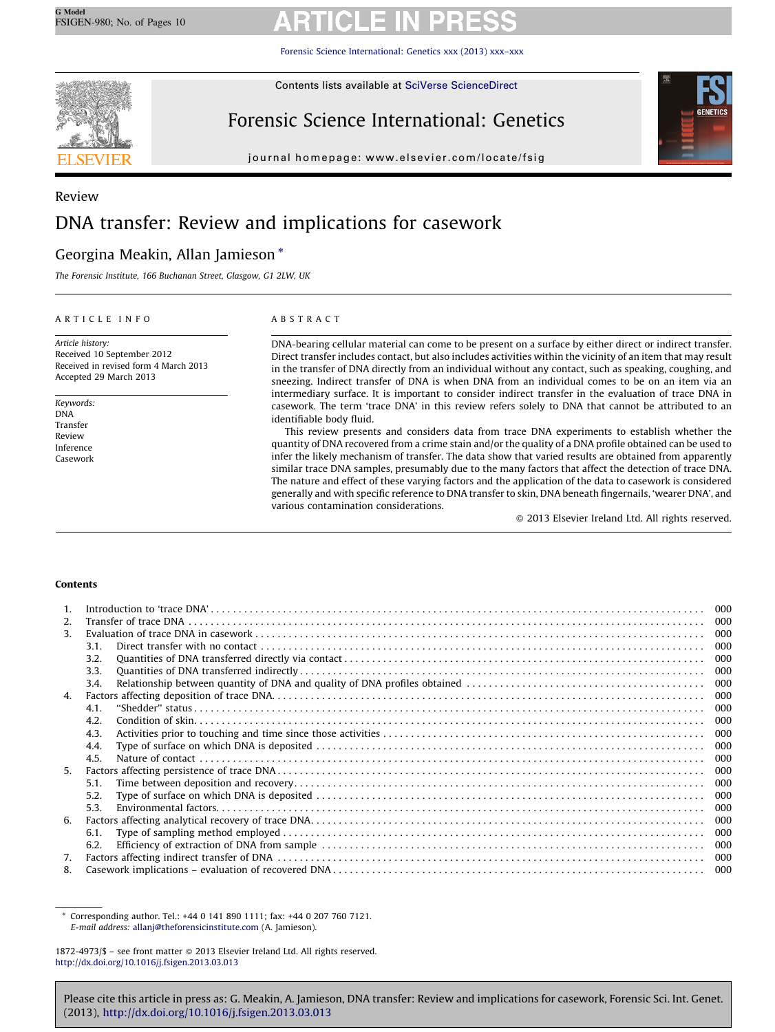Review

# DNA transfer: Review and implications for casework

Georgina Meakin, Allan Jamieson *

*The Forensic Institute, 166 Buchanan Street, Glasgow, G1 2LW, UK*

ARTICLE INFO

*Article history:*
Received 10 September 2012
Received in revised form 4 March 2013
Accepted 29 March 2013

*Keywords:*
DNA
Transfer
Review
Inference
Casework

ABSTRACT

DNA-bearing cellular material can come to be present on a surface by either direct or indirect transfer. Direct transfer includes contact, but also includes activities within the vicinity of an item that may result in the transfer of DNA directly from an individual without any contact, such as speaking, coughing, and sneezing. Indirect transfer of DNA is when DNA from an individual comes to be on an item via an intermediary surface. It is important to consider indirect transfer in the evaluation of trace DNA in casework. The term 'trace DNA' in this review refers solely to DNA that cannot be attributed to an identifiable body fluid.

This review presents and considers data from trace DNA experiments to establish whether the quantity of DNA recovered from a crime stain and/or the quality of a DNA profile obtained can be used to infer the likely mechanism of transfer. The data show that varied results are obtained from apparently similar trace DNA samples, presumably due to the many factors that affect the detection of trace DNA. The nature and effect of these varying factors and the application of the data to casework is considered generally and with specific reference to DNA transfer to skin, DNA beneath fingernails, 'wearer DNA', and various contamination considerations.

© 2013 Elsevier Ireland Ltd. All rights reserved.

**Contents**

1. Introduction to 'trace DNA' . . . 000
2. Transfer of trace DNA . . . 000
3. Evaluation of trace DNA in casework . . . 000
   - 3.1. Direct transfer with no contact . . . 000
   - 3.2. Quantities of DNA transferred directly via contact . . . 000
   - 3.3. Quantities of DNA transferred indirectly . . . 000
   - 3.4. Relationship between quantity of DNA and quality of DNA profiles obtained . . . 000
4. Factors affecting deposition of trace DNA. . . . 000
   - 4.1. "Shedder" status . . . 000
   - 4.2. Condition of skin. . . . 000
   - 4.3. Activities prior to touching and time since those activities . . . 000
   - 4.4. Type of surface on which DNA is deposited . . . 000
   - 4.5. Nature of contact . . . 000
5. Factors affecting persistence of trace DNA . . . 000
   - 5.1. Time between deposition and recovery . . . 000
   - 5.2. Type of surface on which DNA is deposited . . . 000
   - 5.3. Environmental factors. . . . 000
6. Factors affecting analytical recovery of trace DNA. . . . 000
   - 6.1. Type of sampling method employed . . . 000
   - 6.2. Efficiency of extraction of DNA from sample . . . 000
7. Factors affecting indirect transfer of DNA . . . 000
8. Casework implications – evaluation of recovered DNA . . . 000

\* Corresponding author. Tel.: +44 0 141 890 1111; fax: +44 0 207 760 7121.
*E-mail address:* allanj@theforensicinstitute.com (A. Jamieson).

1872-4973/$ – see front matter © 2013 Elsevier Ireland Ltd. All rights reserved.
http://dx.doi.org/10.1016/j.fsigen.2013.03.013

Please cite this article in press as: G. Meakin, A. Jamieson, DNA transfer: Review and implications for casework, Forensic Sci. Int. Genet. (2013), http://dx.doi.org/10.1016/j.fsigen.2013.03.013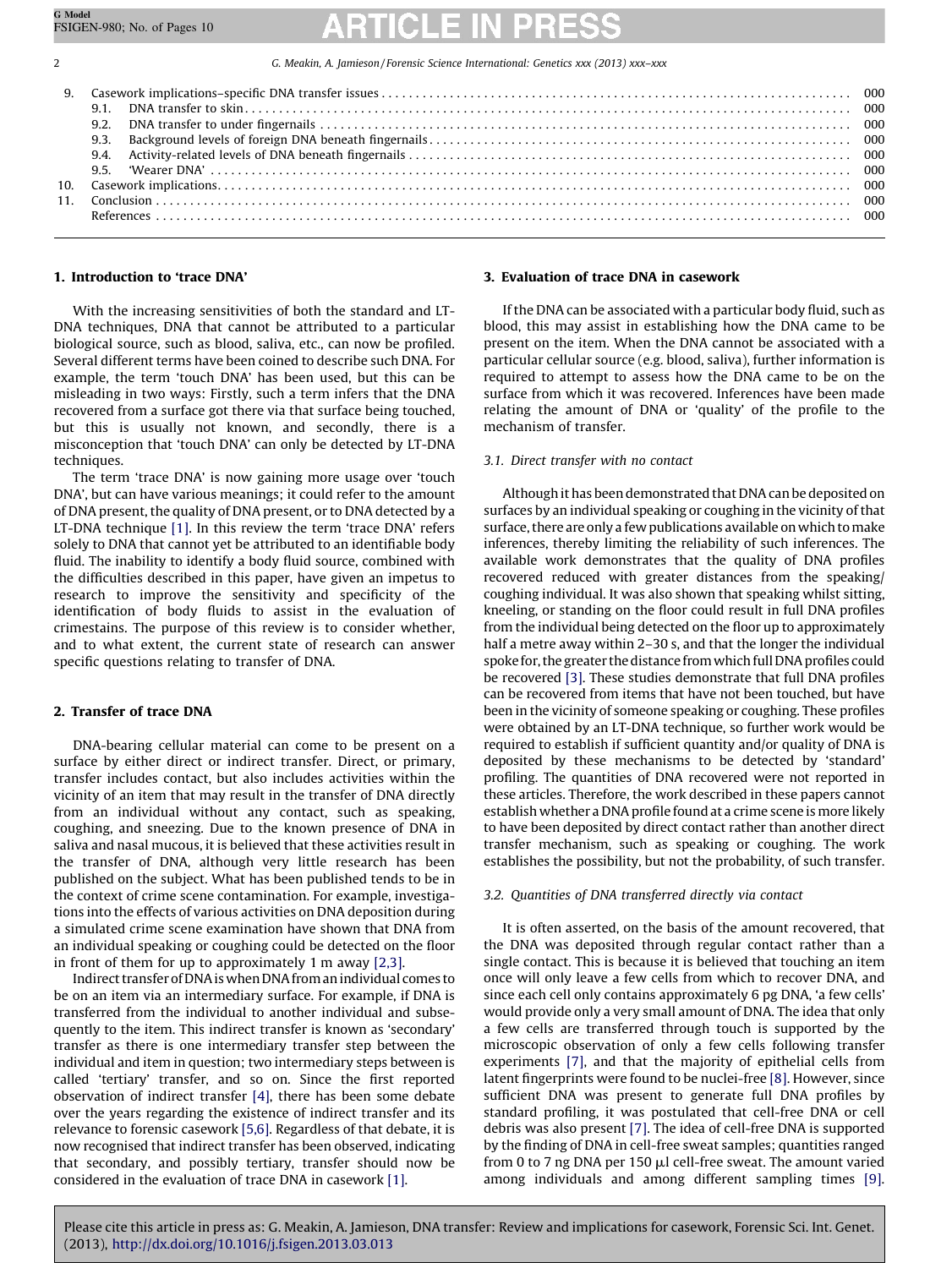9. Casework implications–specific DNA transfer issues . . . 000
   9.1. DNA transfer to skin . . . 000
   9.2. DNA transfer to under fingernails . . . 000
   9.3. Background levels of foreign DNA beneath fingernails . . . 000
   9.4. Activity-related levels of DNA beneath fingernails . . . 000
   9.5. 'Wearer DNA' . . . 000
10. Casework implications . . . 000
11. Conclusion . . . 000
    References . . . 000

## 1. Introduction to 'trace DNA'

With the increasing sensitivities of both the standard and LT-DNA techniques, DNA that cannot be attributed to a particular biological source, such as blood, saliva, etc., can now be profiled. Several different terms have been coined to describe such DNA. For example, the term 'touch DNA' has been used, but this can be misleading in two ways: Firstly, such a term infers that the DNA recovered from a surface got there via that surface being touched, but this is usually not known, and secondly, there is a misconception that 'touch DNA' can only be detected by LT-DNA techniques.

The term 'trace DNA' is now gaining more usage over 'touch DNA', but can have various meanings; it could refer to the amount of DNA present, the quality of DNA present, or to DNA detected by a LT-DNA technique [1]. In this review the term 'trace DNA' refers solely to DNA that cannot yet be attributed to an identifiable body fluid. The inability to identify a body fluid source, combined with the difficulties described in this paper, have given an impetus to research to improve the sensitivity and specificity of the identification of body fluids to assist in the evaluation of crimestains. The purpose of this review is to consider whether, and to what extent, the current state of research can answer specific questions relating to transfer of DNA.

## 2. Transfer of trace DNA

DNA-bearing cellular material can come to be present on a surface by either direct or indirect transfer. Direct, or primary, transfer includes contact, but also includes activities within the vicinity of an item that may result in the transfer of DNA directly from an individual without any contact, such as speaking, coughing, and sneezing. Due to the known presence of DNA in saliva and nasal mucous, it is believed that these activities result in the transfer of DNA, although very little research has been published on the subject. What has been published tends to be in the context of crime scene contamination. For example, investigations into the effects of various activities on DNA deposition during a simulated crime scene examination have shown that DNA from an individual speaking or coughing could be detected on the floor in front of them for up to approximately 1 m away [2,3].

Indirect transfer of DNA is when DNA from an individual comes to be on an item via an intermediary surface. For example, if DNA is transferred from the individual to another individual and subsequently to the item. This indirect transfer is known as 'secondary' transfer as there is one intermediary transfer step between the individual and item in question; two intermediary steps between is called 'tertiary' transfer, and so on. Since the first reported observation of indirect transfer [4], there has been some debate over the years regarding the existence of indirect transfer and its relevance to forensic casework [5,6]. Regardless of that debate, it is now recognised that indirect transfer has been observed, indicating that secondary, and possibly tertiary, transfer should now be considered in the evaluation of trace DNA in casework [1].

## 3. Evaluation of trace DNA in casework

If the DNA can be associated with a particular body fluid, such as blood, this may assist in establishing how the DNA came to be present on the item. When the DNA cannot be associated with a particular cellular source (e.g. blood, saliva), further information is required to attempt to assess how the DNA came to be on the surface from which it was recovered. Inferences have been made relating the amount of DNA or 'quality' of the profile to the mechanism of transfer.

### 3.1. Direct transfer with no contact

Although it has been demonstrated that DNA can be deposited on surfaces by an individual speaking or coughing in the vicinity of that surface, there are only a few publications available on which to make inferences, thereby limiting the reliability of such inferences. The available work demonstrates that the quality of DNA profiles recovered reduced with greater distances from the speaking/coughing individual. It was also shown that speaking whilst sitting, kneeling, or standing on the floor could result in full DNA profiles from the individual being detected on the floor up to approximately half a metre away within 2–30 s, and that the longer the individual spoke for, the greater the distance from which full DNA profiles could be recovered [3]. These studies demonstrate that full DNA profiles can be recovered from items that have not been touched, but have been in the vicinity of someone speaking or coughing. These profiles were obtained by an LT-DNA technique, so further work would be required to establish if sufficient quantity and/or quality of DNA is deposited by these mechanisms to be detected by 'standard' profiling. The quantities of DNA recovered were not reported in these articles. Therefore, the work described in these papers cannot establish whether a DNA profile found at a crime scene is more likely to have been deposited by direct contact rather than another direct transfer mechanism, such as speaking or coughing. The work establishes the possibility, but not the probability, of such transfer.

### 3.2. Quantities of DNA transferred directly via contact

It is often asserted, on the basis of the amount recovered, that the DNA was deposited through regular contact rather than a single contact. This is because it is believed that touching an item once will only leave a few cells from which to recover DNA, and since each cell only contains approximately 6 pg DNA, 'a few cells' would provide only a very small amount of DNA. The idea that only a few cells are transferred through touch is supported by the microscopic observation of only a few cells following transfer experiments [7], and that the majority of epithelial cells from latent fingerprints were found to be nuclei-free [8]. However, since sufficient DNA was present to generate full DNA profiles by standard profiling, it was postulated that cell-free DNA or cell debris was also present [7]. The idea of cell-free DNA is supported by the finding of DNA in cell-free sweat samples; quantities ranged from 0 to 7 ng DNA per 150 μl cell-free sweat. The amount varied among individuals and among different sampling times [9].

Please cite this article in press as: G. Meakin, A. Jamieson, DNA transfer: Review and implications for casework, Forensic Sci. Int. Genet. (2013), http://dx.doi.org/10.1016/j.fsigen.2013.03.013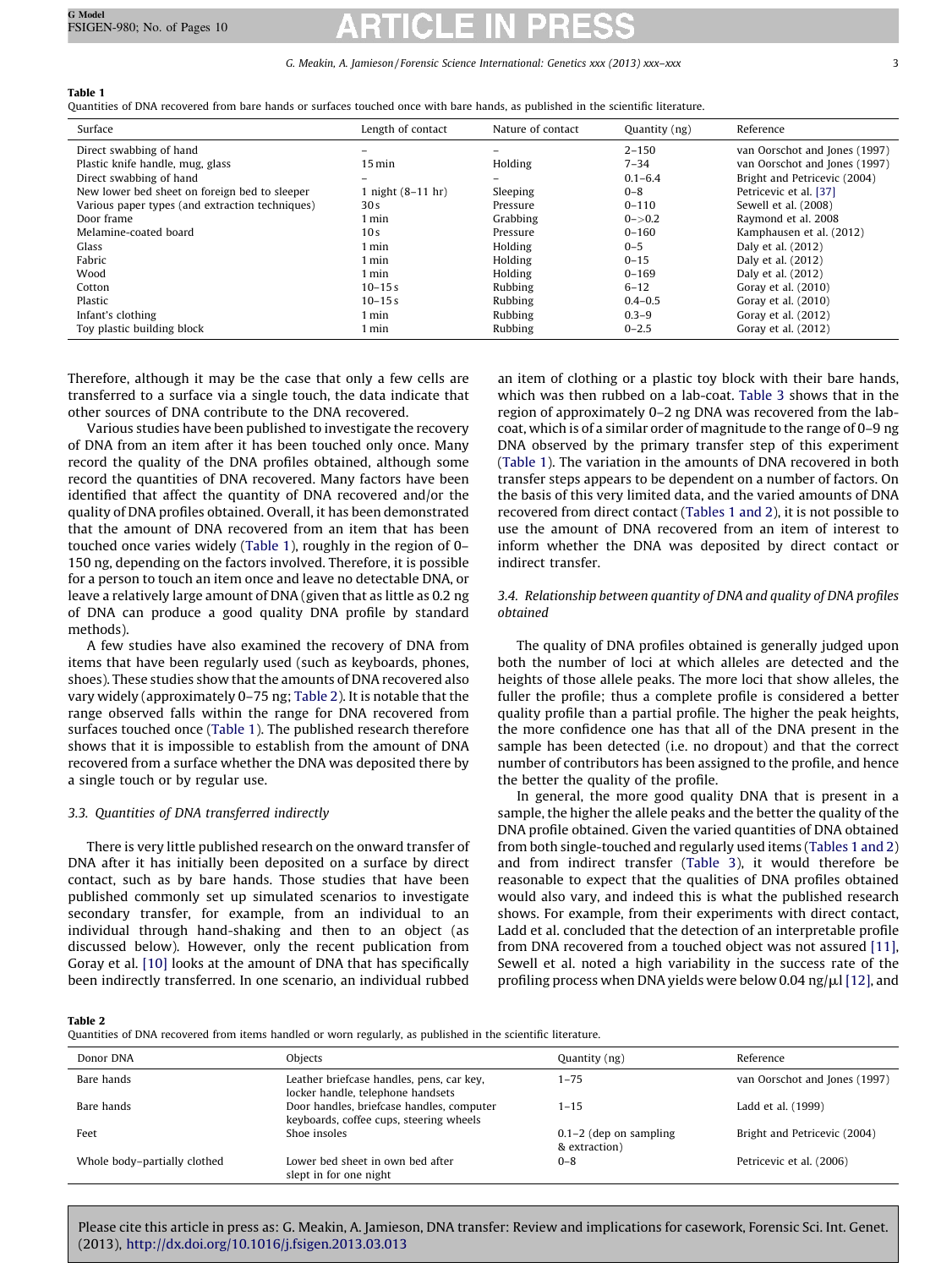**Table 1**
Quantities of DNA recovered from bare hands or surfaces touched once with bare hands, as published in the scientific literature.

| Surface | Length of contact | Nature of contact | Quantity (ng) | Reference |
|---|---|---|---|---|
| Direct swabbing of hand | – | – | 2–150 | van Oorschot and Jones (1997) |
| Plastic knife handle, mug, glass | 15 min | Holding | 7–34 | van Oorschot and Jones (1997) |
| Direct swabbing of hand | – | – | 0.1–6.4 | Bright and Petricevic (2004) |
| New lower bed sheet on foreign bed to sleeper | 1 night (8–11 hr) | Sleeping | 0–8 | Petricevic et al. [37] |
| Various paper types (and extraction techniques) | 30 s | Pressure | 0–110 | Sewell et al. (2008) |
| Door frame | 1 min | Grabbing | 0–>0.2 | Raymond et al. 2008 |
| Melamine-coated board | 10 s | Pressure | 0–160 | Kamphausen et al. (2012) |
| Glass | 1 min | Holding | 0–5 | Daly et al. (2012) |
| Fabric | 1 min | Holding | 0–15 | Daly et al. (2012) |
| Wood | 1 min | Holding | 0–169 | Daly et al. (2012) |
| Cotton | 10–15 s | Rubbing | 6–12 | Goray et al. (2010) |
| Plastic | 10–15 s | Rubbing | 0.4–0.5 | Goray et al. (2010) |
| Infant's clothing | 1 min | Rubbing | 0.3–9 | Goray et al. (2012) |
| Toy plastic building block | 1 min | Rubbing | 0–2.5 | Goray et al. (2012) |

Therefore, although it may be the case that only a few cells are transferred to a surface via a single touch, the data indicate that other sources of DNA contribute to the DNA recovered.

Various studies have been published to investigate the recovery of DNA from an item after it has been touched only once. Many record the quality of the DNA profiles obtained, although some record the quantities of DNA recovered. Many factors have been identified that affect the quantity of DNA recovered and/or the quality of DNA profiles obtained. Overall, it has been demonstrated that the amount of DNA recovered from an item that has been touched once varies widely (Table 1), roughly in the region of 0–150 ng, depending on the factors involved. Therefore, it is possible for a person to touch an item once and leave no detectable DNA, or leave a relatively large amount of DNA (given that as little as 0.2 ng of DNA can produce a good quality DNA profile by standard methods).

A few studies have also examined the recovery of DNA from items that have been regularly used (such as keyboards, phones, shoes). These studies show that the amounts of DNA recovered also vary widely (approximately 0–75 ng; Table 2). It is notable that the range observed falls within the range for DNA recovered from surfaces touched once (Table 1). The published research therefore shows that it is impossible to establish from the amount of DNA recovered from a surface whether the DNA was deposited there by a single touch or by regular use.

### 3.3. Quantities of DNA transferred indirectly

There is very little published research on the onward transfer of DNA after it has initially been deposited on a surface by direct contact, such as by bare hands. Those studies that have been published commonly set up simulated scenarios to investigate secondary transfer, for example, from an individual to an individual through hand-shaking and then to an object (as discussed below). However, only the recent publication from Goray et al. [10] looks at the amount of DNA that has specifically been indirectly transferred. In one scenario, an individual rubbed an item of clothing or a plastic toy block with their bare hands, which was then rubbed on a lab-coat. Table 3 shows that in the region of approximately 0–2 ng DNA was recovered from the lab-coat, which is of a similar order of magnitude to the range of 0–9 ng DNA observed by the primary transfer step of this experiment (Table 1). The variation in the amounts of DNA recovered in both transfer steps appears to be dependent on a number of factors. On the basis of this very limited data, and the varied amounts of DNA recovered from direct contact (Tables 1 and 2), it is not possible to use the amount of DNA recovered from an item of interest to inform whether the DNA was deposited by direct contact or indirect transfer.

### 3.4. Relationship between quantity of DNA and quality of DNA profiles obtained

The quality of DNA profiles obtained is generally judged upon both the number of loci at which alleles are detected and the heights of those allele peaks. The more loci that show alleles, the fuller the profile; thus a complete profile is considered a better quality profile than a partial profile. The higher the peak heights, the more confidence one has that all of the DNA present in the sample has been detected (i.e. no dropout) and that the correct number of contributors has been assigned to the profile, and hence the better the quality of the profile.

In general, the more good quality DNA that is present in a sample, the higher the allele peaks and the better the quality of the DNA profile obtained. Given the varied quantities of DNA obtained from both single-touched and regularly used items (Tables 1 and 2) and from indirect transfer (Table 3), it would therefore be reasonable to expect that the qualities of DNA profiles obtained would also vary, and indeed this is what the published research shows. For example, from their experiments with direct contact, Ladd et al. concluded that the detection of an interpretable profile from DNA recovered from a touched object was not assured [11], Sewell et al. noted a high variability in the success rate of the profiling process when DNA yields were below 0.04 ng/μl [12], and

**Table 2**
Quantities of DNA recovered from items handled or worn regularly, as published in the scientific literature.

| Donor DNA | Objects | Quantity (ng) | Reference |
|---|---|---|---|
| Bare hands | Leather briefcase handles, pens, car key, locker handle, telephone handsets | 1–75 | van Oorschot and Jones (1997) |
| Bare hands | Door handles, briefcase handles, computer keyboards, coffee cups, steering wheels | 1–15 | Ladd et al. (1999) |
| Feet | Shoe insoles | 0.1–2 (dep on sampling & extraction) | Bright and Petricevic (2004) |
| Whole body–partially clothed | Lower bed sheet in own bed after slept in for one night | 0–8 | Petricevic et al. (2006) |

Please cite this article in press as: G. Meakin, A. Jamieson, DNA transfer: Review and implications for casework, Forensic Sci. Int. Genet. (2013), http://dx.doi.org/10.1016/j.fsigen.2013.03.013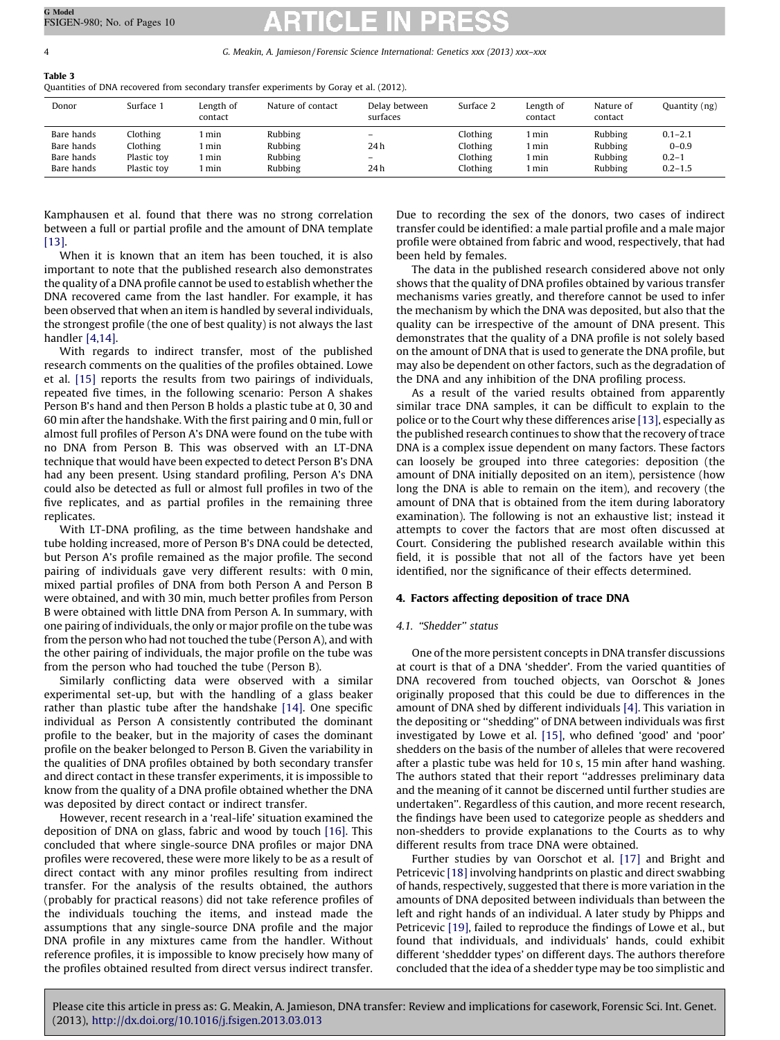**Table 3**
Quantities of DNA recovered from secondary transfer experiments by Goray et al. (2012).

| Donor | Surface 1 | Length of contact | Nature of contact | Delay between surfaces | Surface 2 | Length of contact | Nature of contact | Quantity (ng) |
|---|---|---|---|---|---|---|---|---|
| Bare hands | Clothing | 1 min | Rubbing | – | Clothing | 1 min | Rubbing | 0.1–2.1 |
| Bare hands | Clothing | 1 min | Rubbing | 24 h | Clothing | 1 min | Rubbing | 0–0.9 |
| Bare hands | Plastic toy | 1 min | Rubbing | – | Clothing | 1 min | Rubbing | 0.2–1 |
| Bare hands | Plastic toy | 1 min | Rubbing | 24 h | Clothing | 1 min | Rubbing | 0.2–1.5 |

Kamphausen et al. found that there was no strong correlation between a full or partial profile and the amount of DNA template [13].

When it is known that an item has been touched, it is also important to note that the published research also demonstrates the quality of a DNA profile cannot be used to establish whether the DNA recovered came from the last handler. For example, it has been observed that when an item is handled by several individuals, the strongest profile (the one of best quality) is not always the last handler [4,14].

With regards to indirect transfer, most of the published research comments on the qualities of the profiles obtained. Lowe et al. [15] reports the results from two pairings of individuals, repeated five times, in the following scenario: Person A shakes Person B's hand and then Person B holds a plastic tube at 0, 30 and 60 min after the handshake. With the first pairing and 0 min, full or almost full profiles of Person A's DNA were found on the tube with no DNA from Person B. This was observed with an LT-DNA technique that would have been expected to detect Person B's DNA had any been present. Using standard profiling, Person A's DNA could also be detected as full or almost full profiles in two of the five replicates, and as partial profiles in the remaining three replicates.

With LT-DNA profiling, as the time between handshake and tube holding increased, more of Person B's DNA could be detected, but Person A's profile remained as the major profile. The second pairing of individuals gave very different results: with 0 min, mixed partial profiles of DNA from both Person A and Person B were obtained, and with 30 min, much better profiles from Person B were obtained with little DNA from Person A. In summary, with one pairing of individuals, the only or major profile on the tube was from the person who had not touched the tube (Person A), and with the other pairing of individuals, the major profile on the tube was from the person who had touched the tube (Person B).

Similarly conflicting data were observed with a similar experimental set-up, but with the handling of a glass beaker rather than plastic tube after the handshake [14]. One specific individual as Person A consistently contributed the dominant profile to the beaker, but in the majority of cases the dominant profile on the beaker belonged to Person B. Given the variability in the qualities of DNA profiles obtained by both secondary transfer and direct contact in these transfer experiments, it is impossible to know from the quality of a DNA profile obtained whether the DNA was deposited by direct contact or indirect transfer.

However, recent research in a 'real-life' situation examined the deposition of DNA on glass, fabric and wood by touch [16]. This concluded that where single-source DNA profiles or major DNA profiles were recovered, these were more likely to be as a result of direct contact with any minor profiles resulting from indirect transfer. For the analysis of the results obtained, the authors (probably for practical reasons) did not take reference profiles of the individuals touching the items, and instead made the assumptions that any single-source DNA profile and the major DNA profile in any mixtures came from the handler. Without reference profiles, it is impossible to know precisely how many of the profiles obtained resulted from direct versus indirect transfer. Due to recording the sex of the donors, two cases of indirect transfer could be identified: a male partial profile and a male major profile were obtained from fabric and wood, respectively, that had been held by females.

The data in the published research considered above not only shows that the quality of DNA profiles obtained by various transfer mechanisms varies greatly, and therefore cannot be used to infer the mechanism by which the DNA was deposited, but also that the quality can be irrespective of the amount of DNA present. This demonstrates that the quality of a DNA profile is not solely based on the amount of DNA that is used to generate the DNA profile, but may also be dependent on other factors, such as the degradation of the DNA and any inhibition of the DNA profiling process.

As a result of the varied results obtained from apparently similar trace DNA samples, it can be difficult to explain to the police or to the Court why these differences arise [13], especially as the published research continues to show that the recovery of trace DNA is a complex issue dependent on many factors. These factors can loosely be grouped into three categories: deposition (the amount of DNA initially deposited on an item), persistence (how long the DNA is able to remain on the item), and recovery (the amount of DNA that is obtained from the item during laboratory examination). The following is not an exhaustive list; instead it attempts to cover the factors that are most often discussed at Court. Considering the published research available within this field, it is possible that not all of the factors have yet been identified, nor the significance of their effects determined.

## 4. Factors affecting deposition of trace DNA

### 4.1. "Shedder" status

One of the more persistent concepts in DNA transfer discussions at court is that of a DNA 'shedder'. From the varied quantities of DNA recovered from touched objects, van Oorschot & Jones originally proposed that this could be due to differences in the amount of DNA shed by different individuals [4]. This variation in the depositing or "shedding" of DNA between individuals was first investigated by Lowe et al. [15], who defined 'good' and 'poor' shedders on the basis of the number of alleles that were recovered after a plastic tube was held for 10 s, 15 min after hand washing. The authors stated that their report "addresses preliminary data and the meaning of it cannot be discerned until further studies are undertaken". Regardless of this caution, and more recent research, the findings have been used to categorize people as shedders and non-shedders to provide explanations to the Courts as to why different results from trace DNA were obtained.

Further studies by van Oorschot et al. [17] and Bright and Petricevic [18] involving handprints on plastic and direct swabbing of hands, respectively, suggested that there is more variation in the amounts of DNA deposited between individuals than between the left and right hands of an individual. A later study by Phipps and Petricevic [19], failed to reproduce the findings of Lowe et al., but found that individuals, and individuals' hands, could exhibit different 'sheddder types' on different days. The authors therefore concluded that the idea of a shedder type may be too simplistic and

Please cite this article in press as: G. Meakin, A. Jamieson, DNA transfer: Review and implications for casework, Forensic Sci. Int. Genet. (2013), http://dx.doi.org/10.1016/j.fsigen.2013.03.013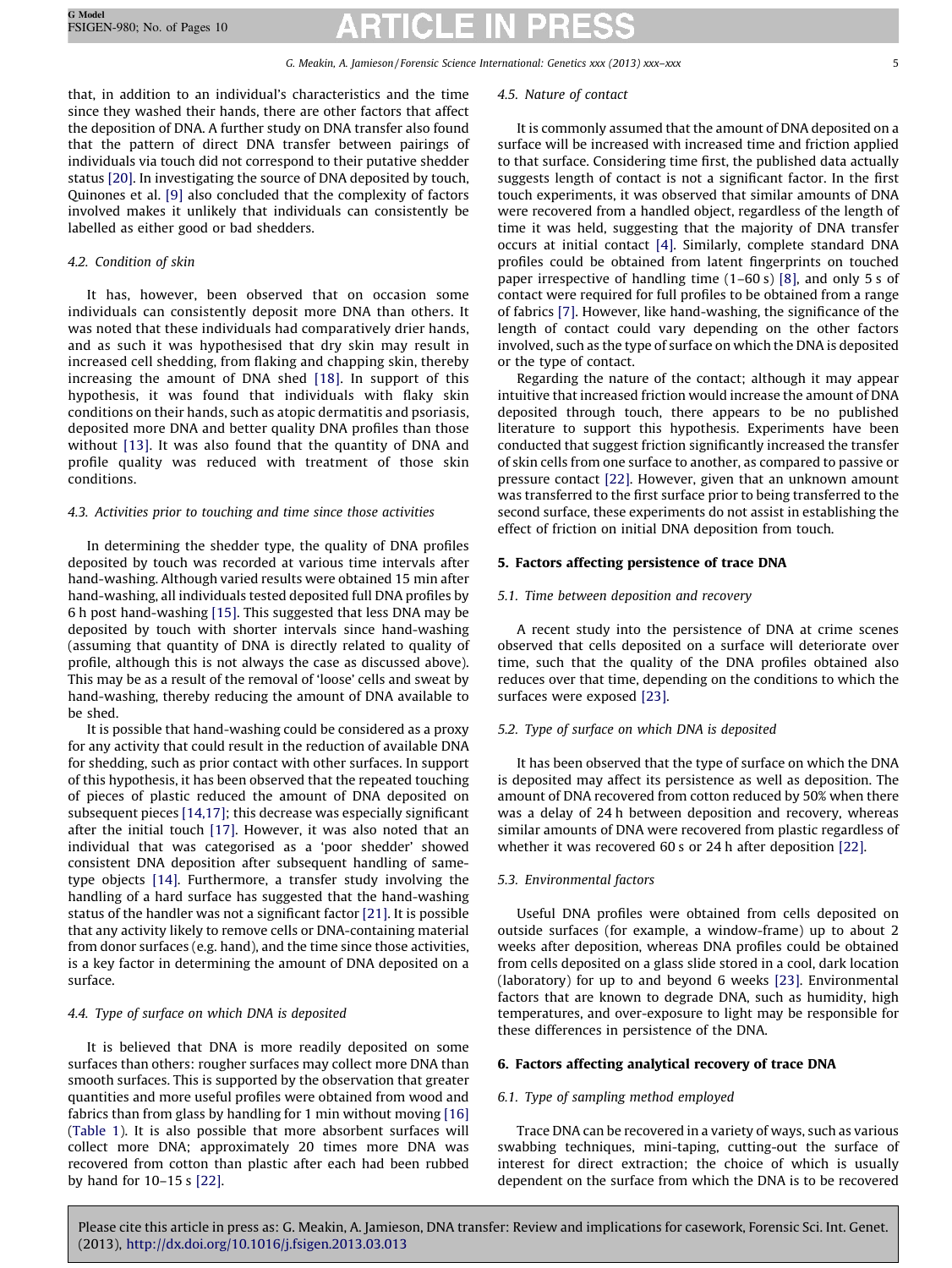that, in addition to an individual's characteristics and the time since they washed their hands, there are other factors that affect the deposition of DNA. A further study on DNA transfer also found that the pattern of direct DNA transfer between pairings of individuals via touch did not correspond to their putative shedder status [20]. In investigating the source of DNA deposited by touch, Quinones et al. [9] also concluded that the complexity of factors involved makes it unlikely that individuals can consistently be labelled as either good or bad shedders.

### 4.2. Condition of skin

It has, however, been observed that on occasion some individuals can consistently deposit more DNA than others. It was noted that these individuals had comparatively drier hands, and as such it was hypothesised that dry skin may result in increased cell shedding, from flaking and chapping skin, thereby increasing the amount of DNA shed [18]. In support of this hypothesis, it was found that individuals with flaky skin conditions on their hands, such as atopic dermatitis and psoriasis, deposited more DNA and better quality DNA profiles than those without [13]. It was also found that the quantity of DNA and profile quality was reduced with treatment of those skin conditions.

### 4.3. Activities prior to touching and time since those activities

In determining the shedder type, the quality of DNA profiles deposited by touch was recorded at various time intervals after hand-washing. Although varied results were obtained 15 min after hand-washing, all individuals tested deposited full DNA profiles by 6 h post hand-washing [15]. This suggested that less DNA may be deposited by touch with shorter intervals since hand-washing (assuming that quantity of DNA is directly related to quality of profile, although this is not always the case as discussed above). This may be as a result of the removal of 'loose' cells and sweat by hand-washing, thereby reducing the amount of DNA available to be shed.

It is possible that hand-washing could be considered as a proxy for any activity that could result in the reduction of available DNA for shedding, such as prior contact with other surfaces. In support of this hypothesis, it has been observed that the repeated touching of pieces of plastic reduced the amount of DNA deposited on subsequent pieces [14,17]; this decrease was especially significant after the initial touch [17]. However, it was also noted that an individual that was categorised as a 'poor shedder' showed consistent DNA deposition after subsequent handling of same-type objects [14]. Furthermore, a transfer study involving the handling of a hard surface has suggested that the hand-washing status of the handler was not a significant factor [21]. It is possible that any activity likely to remove cells or DNA-containing material from donor surfaces (e.g. hand), and the time since those activities, is a key factor in determining the amount of DNA deposited on a surface.

### 4.4. Type of surface on which DNA is deposited

It is believed that DNA is more readily deposited on some surfaces than others: rougher surfaces may collect more DNA than smooth surfaces. This is supported by the observation that greater quantities and more useful profiles were obtained from wood and fabrics than from glass by handling for 1 min without moving [16] (Table 1). It is also possible that more absorbent surfaces will collect more DNA; approximately 20 times more DNA was recovered from cotton than plastic after each had been rubbed by hand for 10–15 s [22].

### 4.5. Nature of contact

It is commonly assumed that the amount of DNA deposited on a surface will be increased with increased time and friction applied to that surface. Considering time first, the published data actually suggests length of contact is not a significant factor. In the first touch experiments, it was observed that similar amounts of DNA were recovered from a handled object, regardless of the length of time it was held, suggesting that the majority of DNA transfer occurs at initial contact [4]. Similarly, complete standard DNA profiles could be obtained from latent fingerprints on touched paper irrespective of handling time (1–60 s) [8], and only 5 s of contact were required for full profiles to be obtained from a range of fabrics [7]. However, like hand-washing, the significance of the length of contact could vary depending on the other factors involved, such as the type of surface on which the DNA is deposited or the type of contact.

Regarding the nature of the contact; although it may appear intuitive that increased friction would increase the amount of DNA deposited through touch, there appears to be no published literature to support this hypothesis. Experiments have been conducted that suggest friction significantly increased the transfer of skin cells from one surface to another, as compared to passive or pressure contact [22]. However, given that an unknown amount was transferred to the first surface prior to being transferred to the second surface, these experiments do not assist in establishing the effect of friction on initial DNA deposition from touch.

## 5. Factors affecting persistence of trace DNA

### 5.1. Time between deposition and recovery

A recent study into the persistence of DNA at crime scenes observed that cells deposited on a surface will deteriorate over time, such that the quality of the DNA profiles obtained also reduces over that time, depending on the conditions to which the surfaces were exposed [23].

### 5.2. Type of surface on which DNA is deposited

It has been observed that the type of surface on which the DNA is deposited may affect its persistence as well as deposition. The amount of DNA recovered from cotton reduced by 50% when there was a delay of 24 h between deposition and recovery, whereas similar amounts of DNA were recovered from plastic regardless of whether it was recovered 60 s or 24 h after deposition [22].

### 5.3. Environmental factors

Useful DNA profiles were obtained from cells deposited on outside surfaces (for example, a window-frame) up to about 2 weeks after deposition, whereas DNA profiles could be obtained from cells deposited on a glass slide stored in a cool, dark location (laboratory) for up to and beyond 6 weeks [23]. Environmental factors that are known to degrade DNA, such as humidity, high temperatures, and over-exposure to light may be responsible for these differences in persistence of the DNA.

## 6. Factors affecting analytical recovery of trace DNA

### 6.1. Type of sampling method employed

Trace DNA can be recovered in a variety of ways, such as various swabbing techniques, mini-taping, cutting-out the surface of interest for direct extraction; the choice of which is usually dependent on the surface from which the DNA is to be recovered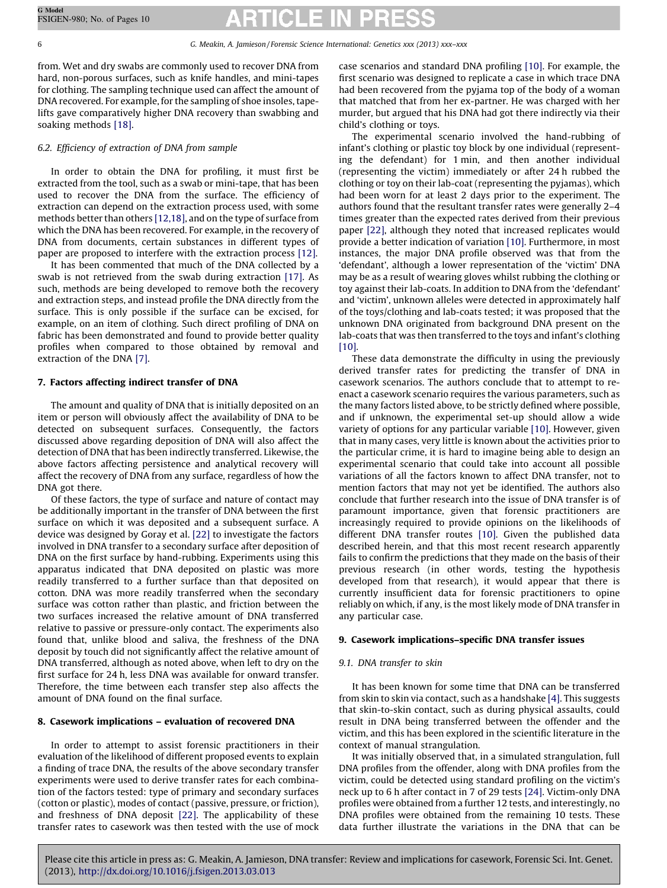from. Wet and dry swabs are commonly used to recover DNA from hard, non-porous surfaces, such as knife handles, and mini-tapes for clothing. The sampling technique used can affect the amount of DNA recovered. For example, for the sampling of shoe insoles, tapelifts gave comparatively higher DNA recovery than swabbing and soaking methods [18].

### 6.2. Efficiency of extraction of DNA from sample

In order to obtain the DNA for profiling, it must first be extracted from the tool, such as a swab or mini-tape, that has been used to recover the DNA from the surface. The efficiency of extraction can depend on the extraction process used, with some methods better than others [12,18], and on the type of surface from which the DNA has been recovered. For example, in the recovery of DNA from documents, certain substances in different types of paper are proposed to interfere with the extraction process [12].

It has been commented that much of the DNA collected by a swab is not retrieved from the swab during extraction [17]. As such, methods are being developed to remove both the recovery and extraction steps, and instead profile the DNA directly from the surface. This is only possible if the surface can be excised, for example, on an item of clothing. Such direct profiling of DNA on fabric has been demonstrated and found to provide better quality profiles when compared to those obtained by removal and extraction of the DNA [7].

## 7. Factors affecting indirect transfer of DNA

The amount and quality of DNA that is initially deposited on an item or person will obviously affect the availability of DNA to be detected on subsequent surfaces. Consequently, the factors discussed above regarding deposition of DNA will also affect the detection of DNA that has been indirectly transferred. Likewise, the above factors affecting persistence and analytical recovery will affect the recovery of DNA from any surface, regardless of how the DNA got there.

Of these factors, the type of surface and nature of contact may be additionally important in the transfer of DNA between the first surface on which it was deposited and a subsequent surface. A device was designed by Goray et al. [22] to investigate the factors involved in DNA transfer to a secondary surface after deposition of DNA on the first surface by hand-rubbing. Experiments using this apparatus indicated that DNA deposited on plastic was more readily transferred to a further surface than that deposited on cotton. DNA was more readily transferred when the secondary surface was cotton rather than plastic, and friction between the two surfaces increased the relative amount of DNA transferred relative to passive or pressure-only contact. The experiments also found that, unlike blood and saliva, the freshness of the DNA deposit by touch did not significantly affect the relative amount of DNA transferred, although as noted above, when left to dry on the first surface for 24 h, less DNA was available for onward transfer. Therefore, the time between each transfer step also affects the amount of DNA found on the final surface.

## 8. Casework implications – evaluation of recovered DNA

In order to attempt to assist forensic practitioners in their evaluation of the likelihood of different proposed events to explain a finding of trace DNA, the results of the above secondary transfer experiments were used to derive transfer rates for each combination of the factors tested: type of primary and secondary surfaces (cotton or plastic), modes of contact (passive, pressure, or friction), and freshness of DNA deposit [22]. The applicability of these transfer rates to casework was then tested with the use of mock case scenarios and standard DNA profiling [10]. For example, the first scenario was designed to replicate a case in which trace DNA had been recovered from the pyjama top of the body of a woman that matched that from her ex-partner. He was charged with her murder, but argued that his DNA had got there indirectly via their child's clothing or toys.

The experimental scenario involved the hand-rubbing of infant's clothing or plastic toy block by one individual (representing the defendant) for 1 min, and then another individual (representing the victim) immediately or after 24 h rubbed the clothing or toy on their lab-coat (representing the pyjamas), which had been worn for at least 2 days prior to the experiment. The authors found that the resultant transfer rates were generally 2–4 times greater than the expected rates derived from their previous paper [22], although they noted that increased replicates would provide a better indication of variation [10]. Furthermore, in most instances, the major DNA profile observed was that from the 'defendant', although a lower representation of the 'victim' DNA may be as a result of wearing gloves whilst rubbing the clothing or toy against their lab-coats. In addition to DNA from the 'defendant' and 'victim', unknown alleles were detected in approximately half of the toys/clothing and lab-coats tested; it was proposed that the unknown DNA originated from background DNA present on the lab-coats that was then transferred to the toys and infant's clothing [10].

These data demonstrate the difficulty in using the previously derived transfer rates for predicting the transfer of DNA in casework scenarios. The authors conclude that to attempt to re-enact a casework scenario requires the various parameters, such as the many factors listed above, to be strictly defined where possible, and if unknown, the experimental set-up should allow a wide variety of options for any particular variable [10]. However, given that in many cases, very little is known about the activities prior to the particular crime, it is hard to imagine being able to design an experimental scenario that could take into account all possible variations of all the factors known to affect DNA transfer, not to mention factors that may not yet be identified. The authors also conclude that further research into the issue of DNA transfer is of paramount importance, given that forensic practitioners are increasingly required to provide opinions on the likelihoods of different DNA transfer routes [10]. Given the published data described herein, and that this most recent research apparently fails to confirm the predictions that they made on the basis of their previous research (in other words, testing the hypothesis developed from that research), it would appear that there is currently insufficient data for forensic practitioners to opine reliably on which, if any, is the most likely mode of DNA transfer in any particular case.

## 9. Casework implications–specific DNA transfer issues

### 9.1. DNA transfer to skin

It has been known for some time that DNA can be transferred from skin to skin via contact, such as a handshake [4]. This suggests that skin-to-skin contact, such as during physical assaults, could result in DNA being transferred between the offender and the victim, and this has been explored in the scientific literature in the context of manual strangulation.

It was initially observed that, in a simulated strangulation, full DNA profiles from the offender, along with DNA profiles from the victim, could be detected using standard profiling on the victim's neck up to 6 h after contact in 7 of 29 tests [24]. Victim-only DNA profiles were obtained from a further 12 tests, and interestingly, no DNA profiles were obtained from the remaining 10 tests. These data further illustrate the variations in the DNA that can be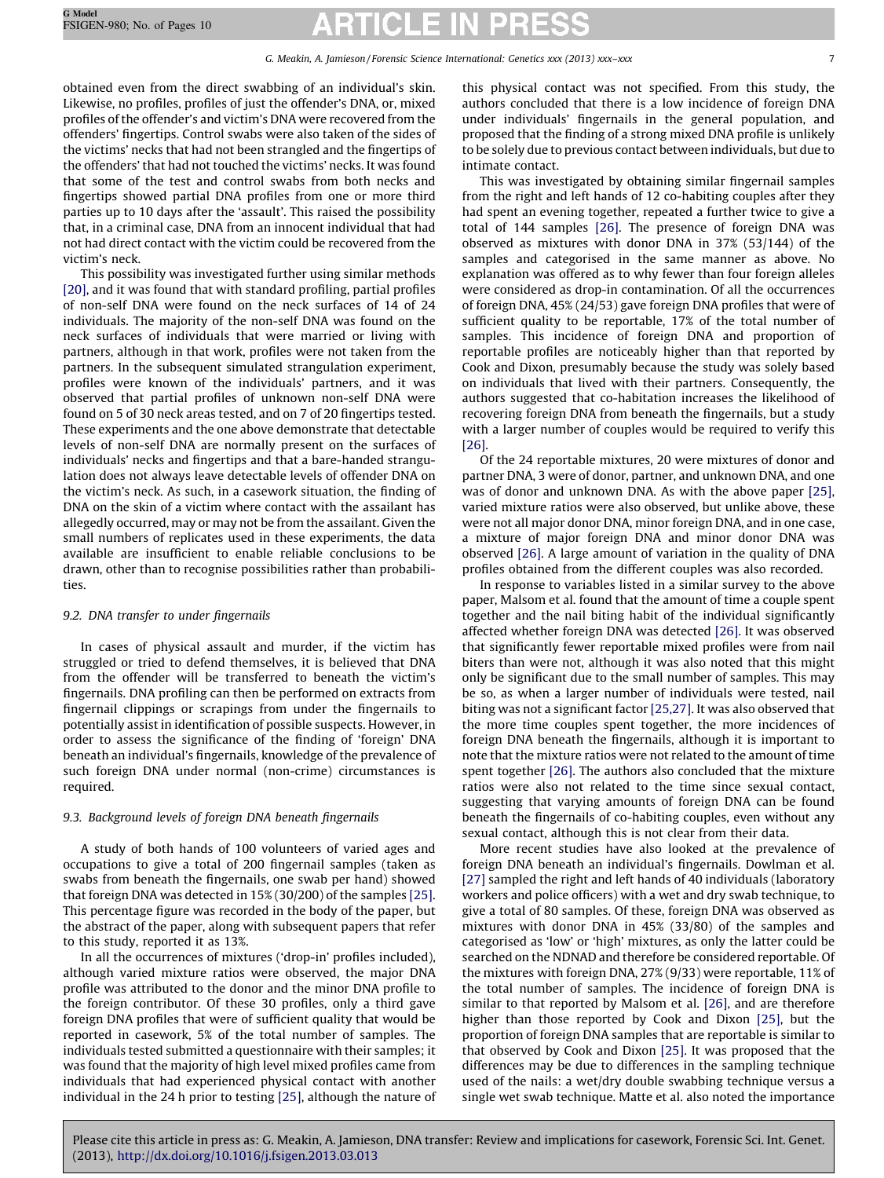obtained even from the direct swabbing of an individual's skin. Likewise, no profiles, profiles of just the offender's DNA, or, mixed profiles of the offender's and victim's DNA were recovered from the offenders' fingertips. Control swabs were also taken of the sides of the victims' necks that had not been strangled and the fingertips of the offenders' that had not touched the victims' necks. It was found that some of the test and control swabs from both necks and fingertips showed partial DNA profiles from one or more third parties up to 10 days after the 'assault'. This raised the possibility that, in a criminal case, DNA from an innocent individual that had not had direct contact with the victim could be recovered from the victim's neck.

This possibility was investigated further using similar methods [20], and it was found that with standard profiling, partial profiles of non-self DNA were found on the neck surfaces of 14 of 24 individuals. The majority of the non-self DNA was found on the neck surfaces of individuals that were married or living with partners, although in that work, profiles were not taken from the partners. In the subsequent simulated strangulation experiment, profiles were known of the individuals' partners, and it was observed that partial profiles of unknown non-self DNA were found on 5 of 30 neck areas tested, and on 7 of 20 fingertips tested. These experiments and the one above demonstrate that detectable levels of non-self DNA are normally present on the surfaces of individuals' necks and fingertips and that a bare-handed strangulation does not always leave detectable levels of offender DNA on the victim's neck. As such, in a casework situation, the finding of DNA on the skin of a victim where contact with the assailant has allegedly occurred, may or may not be from the assailant. Given the small numbers of replicates used in these experiments, the data available are insufficient to enable reliable conclusions to be drawn, other than to recognise possibilities rather than probabilities.

### 9.2. DNA transfer to under fingernails

In cases of physical assault and murder, if the victim has struggled or tried to defend themselves, it is believed that DNA from the offender will be transferred to beneath the victim's fingernails. DNA profiling can then be performed on extracts from fingernail clippings or scrapings from under the fingernails to potentially assist in identification of possible suspects. However, in order to assess the significance of the finding of 'foreign' DNA beneath an individual's fingernails, knowledge of the prevalence of such foreign DNA under normal (non-crime) circumstances is required.

### 9.3. Background levels of foreign DNA beneath fingernails

A study of both hands of 100 volunteers of varied ages and occupations to give a total of 200 fingernail samples (taken as swabs from beneath the fingernails, one swab per hand) showed that foreign DNA was detected in 15% (30/200) of the samples [25]. This percentage figure was recorded in the body of the paper, but the abstract of the paper, along with subsequent papers that refer to this study, reported it as 13%.

In all the occurrences of mixtures ('drop-in' profiles included), although varied mixture ratios were observed, the major DNA profile was attributed to the donor and the minor DNA profile to the foreign contributor. Of these 30 profiles, only a third gave foreign DNA profiles that were of sufficient quality that would be reported in casework, 5% of the total number of samples. The individuals tested submitted a questionnaire with their samples; it was found that the majority of high level mixed profiles came from individuals that had experienced physical contact with another individual in the 24 h prior to testing [25], although the nature of this physical contact was not specified. From this study, the authors concluded that there is a low incidence of foreign DNA under individuals' fingernails in the general population, and proposed that the finding of a strong mixed DNA profile is unlikely to be solely due to previous contact between individuals, but due to intimate contact.

This was investigated by obtaining similar fingernail samples from the right and left hands of 12 co-habiting couples after they had spent an evening together, repeated a further twice to give a total of 144 samples [26]. The presence of foreign DNA was observed as mixtures with donor DNA in 37% (53/144) of the samples and categorised in the same manner as above. No explanation was offered as to why fewer than four foreign alleles were considered as drop-in contamination. Of all the occurrences of foreign DNA, 45% (24/53) gave foreign DNA profiles that were of sufficient quality to be reportable, 17% of the total number of samples. This incidence of foreign DNA and proportion of reportable profiles are noticeably higher than that reported by Cook and Dixon, presumably because the study was solely based on individuals that lived with their partners. Consequently, the authors suggested that co-habitation increases the likelihood of recovering foreign DNA from beneath the fingernails, but a study with a larger number of couples would be required to verify this [26].

Of the 24 reportable mixtures, 20 were mixtures of donor and partner DNA, 3 were of donor, partner, and unknown DNA, and one was of donor and unknown DNA. As with the above paper [25], varied mixture ratios were also observed, but unlike above, these were not all major donor DNA, minor foreign DNA, and in one case, a mixture of major foreign DNA and minor donor DNA was observed [26]. A large amount of variation in the quality of DNA profiles obtained from the different couples was also recorded.

In response to variables listed in a similar survey to the above paper, Malsom et al. found that the amount of time a couple spent together and the nail biting habit of the individual significantly affected whether foreign DNA was detected [26]. It was observed that significantly fewer reportable mixed profiles were from nail biters than were not, although it was also noted that this might only be significant due to the small number of samples. This may be so, as when a larger number of individuals were tested, nail biting was not a significant factor [25,27]. It was also observed that the more time couples spent together, the more incidences of foreign DNA beneath the fingernails, although it is important to note that the mixture ratios were not related to the amount of time spent together [26]. The authors also concluded that the mixture ratios were also not related to the time since sexual contact, suggesting that varying amounts of foreign DNA can be found beneath the fingernails of co-habiting couples, even without any sexual contact, although this is not clear from their data.

More recent studies have also looked at the prevalence of foreign DNA beneath an individual's fingernails. Dowlman et al. [27] sampled the right and left hands of 40 individuals (laboratory workers and police officers) with a wet and dry swab technique, to give a total of 80 samples. Of these, foreign DNA was observed as mixtures with donor DNA in 45% (33/80) of the samples and categorised as 'low' or 'high' mixtures, as only the latter could be searched on the NDNAD and therefore be considered reportable. Of the mixtures with foreign DNA, 27% (9/33) were reportable, 11% of the total number of samples. The incidence of foreign DNA is similar to that reported by Malsom et al. [26], and are therefore higher than those reported by Cook and Dixon [25], but the proportion of foreign DNA samples that are reportable is similar to that observed by Cook and Dixon [25]. It was proposed that the differences may be due to differences in the sampling technique used of the nails: a wet/dry double swabbing technique versus a single wet swab technique. Matte et al. also noted the importance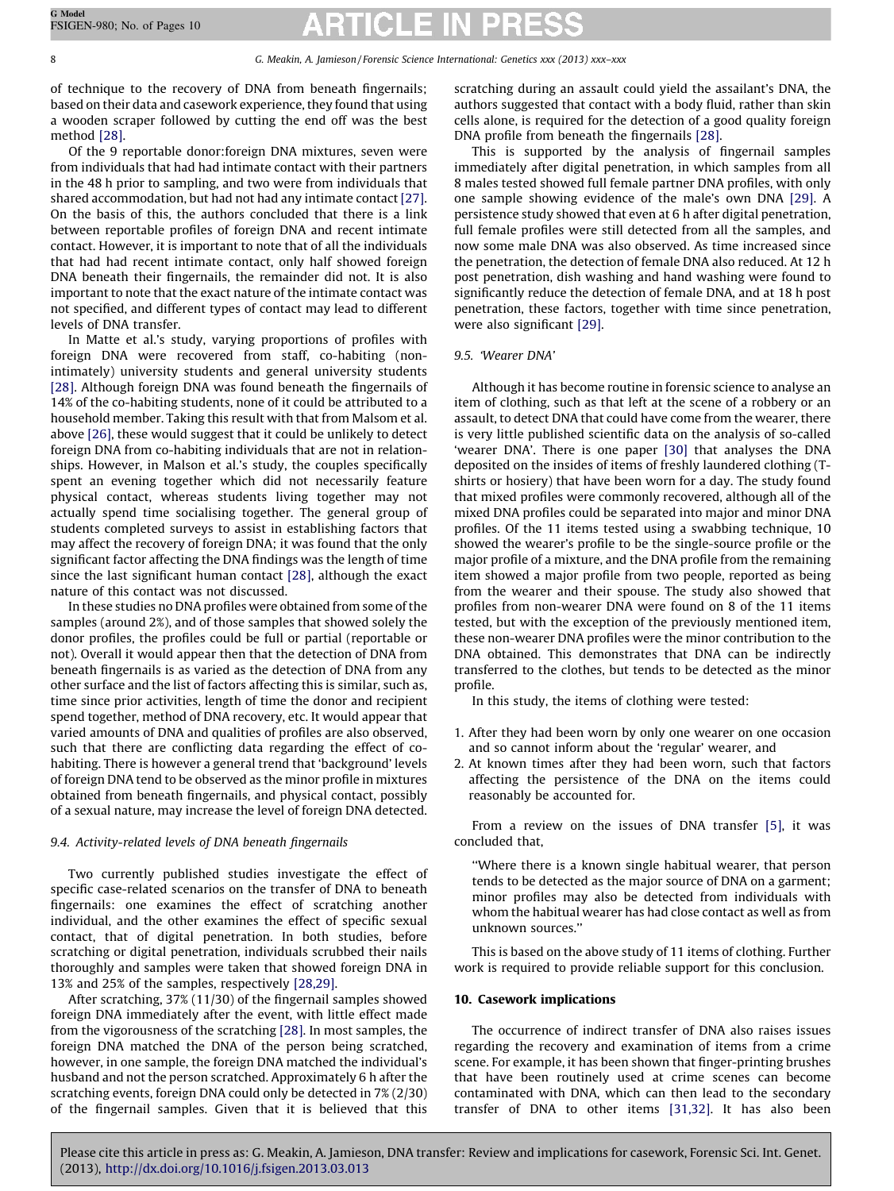of technique to the recovery of DNA from beneath fingernails; based on their data and casework experience, they found that using a wooden scraper followed by cutting the end off was the best method [28].

Of the 9 reportable donor:foreign DNA mixtures, seven were from individuals that had had intimate contact with their partners in the 48 h prior to sampling, and two were from individuals that shared accommodation, but had not had any intimate contact [27]. On the basis of this, the authors concluded that there is a link between reportable profiles of foreign DNA and recent intimate contact. However, it is important to note that of all the individuals that had had recent intimate contact, only half showed foreign DNA beneath their fingernails, the remainder did not. It is also important to note that the exact nature of the intimate contact was not specified, and different types of contact may lead to different levels of DNA transfer.

In Matte et al.'s study, varying proportions of profiles with foreign DNA were recovered from staff, co-habiting (non-intimately) university students and general university students [28]. Although foreign DNA was found beneath the fingernails of 14% of the co-habiting students, none of it could be attributed to a household member. Taking this result with that from Malsom et al. above [26], these would suggest that it could be unlikely to detect foreign DNA from co-habiting individuals that are not in relationships. However, in Malson et al.'s study, the couples specifically spent an evening together which did not necessarily feature physical contact, whereas students living together may not actually spend time socialising together. The general group of students completed surveys to assist in establishing factors that may affect the recovery of foreign DNA; it was found that the only significant factor affecting the DNA findings was the length of time since the last significant human contact [28], although the exact nature of this contact was not discussed.

In these studies no DNA profiles were obtained from some of the samples (around 2%), and of those samples that showed solely the donor profiles, the profiles could be full or partial (reportable or not). Overall it would appear then that the detection of DNA from beneath fingernails is as varied as the detection of DNA from any other surface and the list of factors affecting this is similar, such as, time since prior activities, length of time the donor and recipient spend together, method of DNA recovery, etc. It would appear that varied amounts of DNA and qualities of profiles are also observed, such that there are conflicting data regarding the effect of co-habiting. There is however a general trend that 'background' levels of foreign DNA tend to be observed as the minor profile in mixtures obtained from beneath fingernails, and physical contact, possibly of a sexual nature, may increase the level of foreign DNA detected.

### 9.4. Activity-related levels of DNA beneath fingernails

Two currently published studies investigate the effect of specific case-related scenarios on the transfer of DNA to beneath fingernails: one examines the effect of scratching another individual, and the other examines the effect of specific sexual contact, that of digital penetration. In both studies, before scratching or digital penetration, individuals scrubbed their nails thoroughly and samples were taken that showed foreign DNA in 13% and 25% of the samples, respectively [28,29].

After scratching, 37% (11/30) of the fingernail samples showed foreign DNA immediately after the event, with little effect made from the vigorousness of the scratching [28]. In most samples, the foreign DNA matched the DNA of the person being scratched, however, in one sample, the foreign DNA matched the individual's husband and not the person scratched. Approximately 6 h after the scratching events, foreign DNA could only be detected in 7% (2/30) of the fingernail samples. Given that it is believed that this scratching during an assault could yield the assailant's DNA, the authors suggested that contact with a body fluid, rather than skin cells alone, is required for the detection of a good quality foreign DNA profile from beneath the fingernails [28].

This is supported by the analysis of fingernail samples immediately after digital penetration, in which samples from all 8 males tested showed full female partner DNA profiles, with only one sample showing evidence of the male's own DNA [29]. A persistence study showed that even at 6 h after digital penetration, full female profiles were still detected from all the samples, and now some male DNA was also observed. As time increased since the penetration, the detection of female DNA also reduced. At 12 h post penetration, dish washing and hand washing were found to significantly reduce the detection of female DNA, and at 18 h post penetration, these factors, together with time since penetration, were also significant [29].

### 9.5. 'Wearer DNA'

Although it has become routine in forensic science to analyse an item of clothing, such as that left at the scene of a robbery or an assault, to detect DNA that could have come from the wearer, there is very little published scientific data on the analysis of so-called 'wearer DNA'. There is one paper [30] that analyses the DNA deposited on the insides of items of freshly laundered clothing (T-shirts or hosiery) that have been worn for a day. The study found that mixed profiles were commonly recovered, although all of the mixed DNA profiles could be separated into major and minor DNA profiles. Of the 11 items tested using a swabbing technique, 10 showed the wearer's profile to be the single-source profile or the major profile of a mixture, and the DNA profile from the remaining item showed a major profile from two people, reported as being from the wearer and their spouse. The study also showed that profiles from non-wearer DNA were found on 8 of the 11 items tested, but with the exception of the previously mentioned item, these non-wearer DNA profiles were the minor contribution to the DNA obtained. This demonstrates that DNA can be indirectly transferred to the clothes, but tends to be detected as the minor profile.

In this study, the items of clothing were tested:

1. After they had been worn by only one wearer on one occasion and so cannot inform about the 'regular' wearer, and
2. At known times after they had been worn, such that factors affecting the persistence of the DNA on the items could reasonably be accounted for.

From a review on the issues of DNA transfer [5], it was concluded that,

> "Where there is a known single habitual wearer, that person tends to be detected as the major source of DNA on a garment; minor profiles may also be detected from individuals with whom the habitual wearer has had close contact as well as from unknown sources."

This is based on the above study of 11 items of clothing. Further work is required to provide reliable support for this conclusion.

## 10. Casework implications

The occurrence of indirect transfer of DNA also raises issues regarding the recovery and examination of items from a crime scene. For example, it has been shown that finger-printing brushes that have been routinely used at crime scenes can become contaminated with DNA, which can then lead to the secondary transfer of DNA to other items [31,32]. It has also been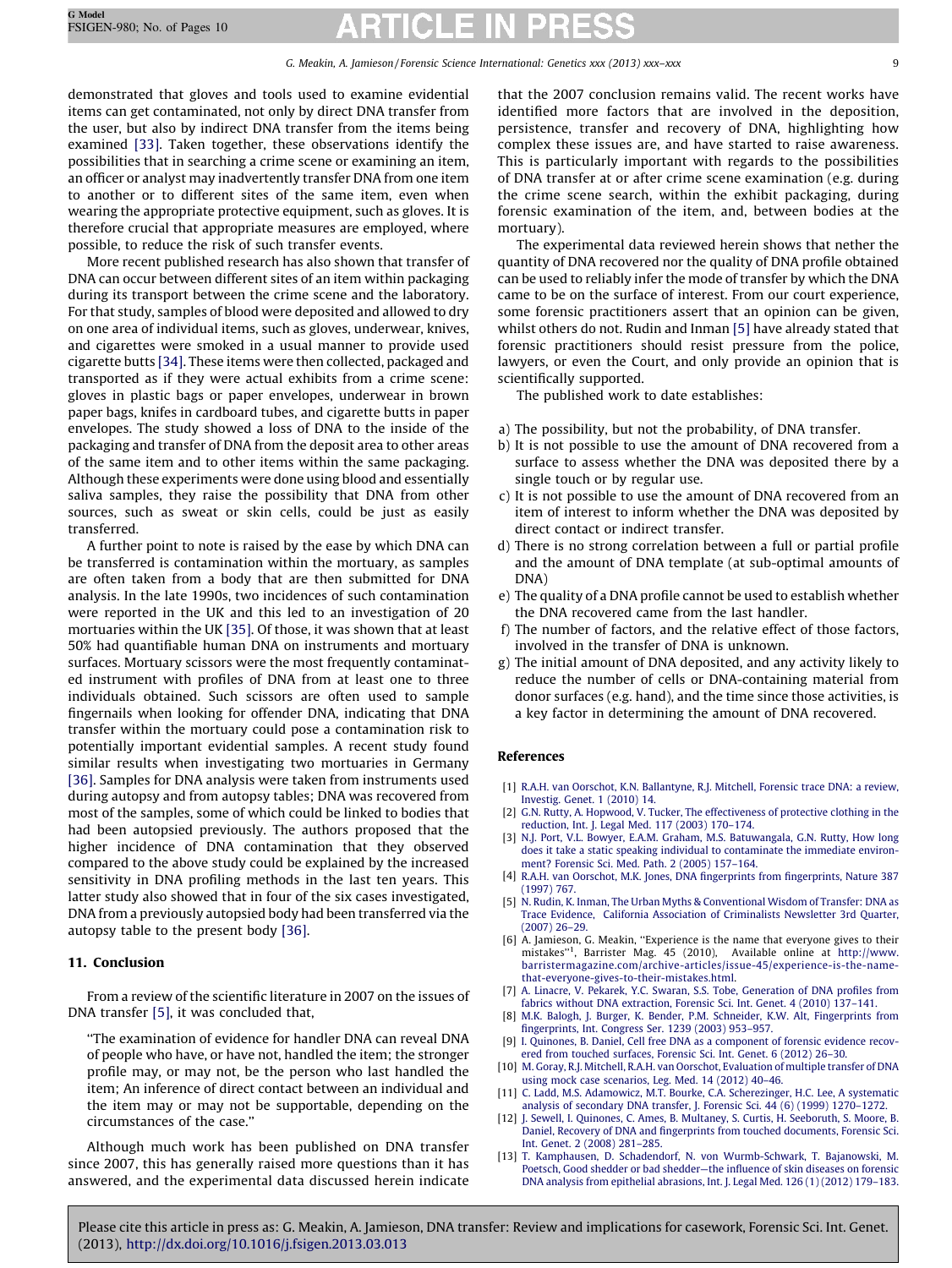demonstrated that gloves and tools used to examine evidential items can get contaminated, not only by direct DNA transfer from the user, but also by indirect DNA transfer from the items being examined [33]. Taken together, these observations identify the possibilities that in searching a crime scene or examining an item, an officer or analyst may inadvertently transfer DNA from one item to another or to different sites of the same item, even when wearing the appropriate protective equipment, such as gloves. It is therefore crucial that appropriate measures are employed, where possible, to reduce the risk of such transfer events.

More recent published research has also shown that transfer of DNA can occur between different sites of an item within packaging during its transport between the crime scene and the laboratory. For that study, samples of blood were deposited and allowed to dry on one area of individual items, such as gloves, underwear, knives, and cigarettes were smoked in a usual manner to provide used cigarette butts [34]. These items were then collected, packaged and transported as if they were actual exhibits from a crime scene: gloves in plastic bags or paper envelopes, underwear in brown paper bags, knifes in cardboard tubes, and cigarette butts in paper envelopes. The study showed a loss of DNA to the inside of the packaging and transfer of DNA from the deposit area to other areas of the same item and to other items within the same packaging. Although these experiments were done using blood and essentially saliva samples, they raise the possibility that DNA from other sources, such as sweat or skin cells, could be just as easily transferred.

A further point to note is raised by the ease by which DNA can be transferred is contamination within the mortuary, as samples are often taken from a body that are then submitted for DNA analysis. In the late 1990s, two incidences of such contamination were reported in the UK and this led to an investigation of 20 mortuaries within the UK [35]. Of those, it was shown that at least 50% had quantifiable human DNA on instruments and mortuary surfaces. Mortuary scissors were the most frequently contaminated instrument with profiles of DNA from at least one to three individuals obtained. Such scissors are often used to sample fingernails when looking for offender DNA, indicating that DNA transfer within the mortuary could pose a contamination risk to potentially important evidential samples. A recent study found similar results when investigating two mortuaries in Germany [36]. Samples for DNA analysis were taken from instruments used during autopsy and from autopsy tables; DNA was recovered from most of the samples, some of which could be linked to bodies that had been autopsied previously. The authors proposed that the higher incidence of DNA contamination that they observed compared to the above study could be explained by the increased sensitivity in DNA profiling methods in the last ten years. This latter study also showed that in four of the six cases investigated, DNA from a previously autopsied body had been transferred via the autopsy table to the present body [36].

## 11. Conclusion

From a review of the scientific literature in 2007 on the issues of DNA transfer [5], it was concluded that,

"The examination of evidence for handler DNA can reveal DNA of people who have, or have not, handled the item; the stronger profile may, or may not, be the person who last handled the item; An inference of direct contact between an individual and the item may or may not be supportable, depending on the circumstances of the case."

Although much work has been published on DNA transfer since 2007, this has generally raised more questions than it has answered, and the experimental data discussed herein indicate that the 2007 conclusion remains valid. The recent works have identified more factors that are involved in the deposition, persistence, transfer and recovery of DNA, highlighting how complex these issues are, and have started to raise awareness. This is particularly important with regards to the possibilities of DNA transfer at or after crime scene examination (e.g. during the crime scene search, within the exhibit packaging, during forensic examination of the item, and, between bodies at the mortuary).

The experimental data reviewed herein shows that nether the quantity of DNA recovered nor the quality of DNA profile obtained can be used to reliably infer the mode of transfer by which the DNA came to be on the surface of interest. From our court experience, some forensic practitioners assert that an opinion can be given, whilst others do not. Rudin and Inman [5] have already stated that forensic practitioners should resist pressure from the police, lawyers, or even the Court, and only provide an opinion that is scientifically supported.

The published work to date establishes:

a) The possibility, but not the probability, of DNA transfer.
b) It is not possible to use the amount of DNA recovered from a surface to assess whether the DNA was deposited there by a single touch or by regular use.
c) It is not possible to use the amount of DNA recovered from an item of interest to inform whether the DNA was deposited by direct contact or indirect transfer.
d) There is no strong correlation between a full or partial profile and the amount of DNA template (at sub-optimal amounts of DNA)
e) The quality of a DNA profile cannot be used to establish whether the DNA recovered came from the last handler.
f) The number of factors, and the relative effect of those factors, involved in the transfer of DNA is unknown.
g) The initial amount of DNA deposited, and any activity likely to reduce the number of cells or DNA-containing material from donor surfaces (e.g. hand), and the time since those activities, is a key factor in determining the amount of DNA recovered.

## References

[1] R.A.H. van Oorschot, K.N. Ballantyne, R.J. Mitchell, Forensic trace DNA: a review, Investig. Genet. 1 (2010) 14.
[2] G.N. Rutty, A. Hopwood, V. Tucker, The effectiveness of protective clothing in the reduction, Int. J. Legal Med. 117 (2003) 170–174.
[3] N.J. Port, V.L. Bowyer, E.A.M. Graham, M.S. Batuwangala, G.N. Rutty, How long does it take a static speaking individual to contaminate the immediate environment? Forensic Sci. Med. Path. 2 (2005) 157–164.
[4] R.A.H. van Oorschot, M.K. Jones, DNA fingerprints from fingerprints, Nature 387 (1997) 767.
[5] N. Rudin, K. Inman, The Urban Myths & Conventional Wisdom of Transfer: DNA as Trace Evidence, California Association of Criminalists Newsletter 3rd Quarter, (2007) 26–29.
[6] A. Jamieson, G. Meakin, "Experience is the name that everyone gives to their mistakes"[1], Barrister Mag. 45 (2010), Available online at http://www.barristermagazine.com/archive-articles/issue-45/experience-is-the-name-that-everyone-gives-to-their-mistakes.html.
[7] A. Linacre, V. Pekarek, Y.C. Swaran, S.S. Tobe, Generation of DNA profiles from fabrics without DNA extraction, Forensic Sci. Int. Genet. 4 (2010) 137–141.
[8] M.K. Balogh, J. Burger, K. Bender, P.M. Schneider, K.W. Alt, Fingerprints from fingerprints, Int. Congress Ser. 1239 (2003) 953–957.
[9] I. Quinones, B. Daniel, Cell free DNA as a component of forensic evidence recovered from touched surfaces, Forensic Sci. Int. Genet. 6 (2012) 26–30.
[10] M. Goray, R.J. Mitchell, R.A.H. van Oorschot, Evaluation of multiple transfer of DNA using mock case scenarios, Leg. Med. 14 (2012) 40–46.
[11] C. Ladd, M.S. Adamowicz, M.T. Bourke, C.A. Scherezinger, H.C. Lee, A systematic analysis of secondary DNA transfer, J. Forensic Sci. 44 (6) (1999) 1270–1272.
[12] J. Sewell, I. Quinones, C. Ames, B. Multaney, S. Curtis, H. Seeboruth, S. Moore, B. Daniel, Recovery of DNA and fingerprints from touched documents, Forensic Sci. Int. Genet. 2 (2008) 281–285.
[13] T. Kamphausen, D. Schadendorf, N. von Wurmb-Schwark, T. Bajanowski, M. Poetsch, Good shedder or bad shedder—the influence of skin diseases on forensic DNA analysis from epithelial abrasions, Int. J. Legal Med. 126 (1) (2012) 179–183.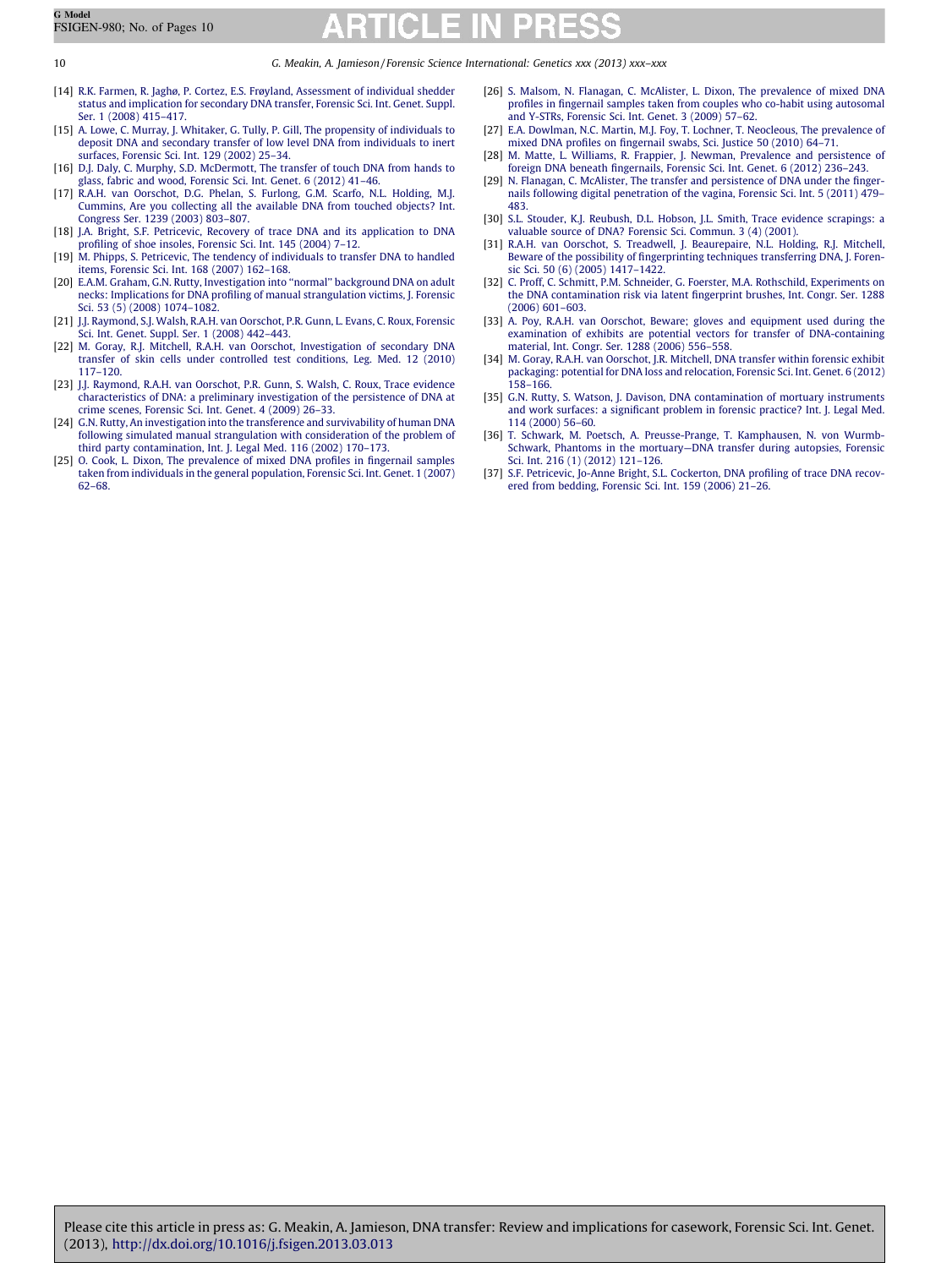[14] R.K. Farmen, R. Jaghø, P. Cortez, E.S. Frøyland, Assessment of individual shedder status and implication for secondary DNA transfer, Forensic Sci. Int. Genet. Suppl. Ser. 1 (2008) 415–417.

[15] A. Lowe, C. Murray, J. Whitaker, G. Tully, P. Gill, The propensity of individuals to deposit DNA and secondary transfer of low level DNA from individuals to inert surfaces, Forensic Sci. Int. 129 (2002) 25–34.

[16] D.J. Daly, C. Murphy, S.D. McDermott, The transfer of touch DNA from hands to glass, fabric and wood, Forensic Sci. Int. Genet. 6 (2012) 41–46.

[17] R.A.H. van Oorschot, D.G. Phelan, S. Furlong, G.M. Scarfo, N.L. Holding, M.J. Cummins, Are you collecting all the available DNA from touched objects? Int. Congress Ser. 1239 (2003) 803–807.

[18] J.A. Bright, S.F. Petricevic, Recovery of trace DNA and its application to DNA profiling of shoe insoles, Forensic Sci. Int. 145 (2004) 7–12.

[19] M. Phipps, S. Petricevic, The tendency of individuals to transfer DNA to handled items, Forensic Sci. Int. 168 (2007) 162–168.

[20] E.A.M. Graham, G.N. Rutty, Investigation into "normal" background DNA on adult necks: Implications for DNA profiling of manual strangulation victims, J. Forensic Sci. 53 (5) (2008) 1074–1082.

[21] J.J. Raymond, S.J. Walsh, R.A.H. van Oorschot, P.R. Gunn, L. Evans, C. Roux, Forensic Sci. Int. Genet. Suppl. Ser. 1 (2008) 442–443.

[22] M. Goray, R.J. Mitchell, R.A.H. van Oorschot, Investigation of secondary DNA transfer of skin cells under controlled test conditions, Leg. Med. 12 (2010) 117–120.

[23] J.J. Raymond, R.A.H. van Oorschot, P.R. Gunn, S. Walsh, C. Roux, Trace evidence characteristics of DNA: a preliminary investigation of the persistence of DNA at crime scenes, Forensic Sci. Int. Genet. 4 (2009) 26–33.

[24] G.N. Rutty, An investigation into the transference and survivability of human DNA following simulated manual strangulation with consideration of the problem of third party contamination, Int. J. Legal Med. 116 (2002) 170–173.

[25] O. Cook, L. Dixon, The prevalence of mixed DNA profiles in fingernail samples taken from individuals in the general population, Forensic Sci. Int. Genet. 1 (2007) 62–68.

[26] S. Malsom, N. Flanagan, C. McAlister, L. Dixon, The prevalence of mixed DNA profiles in fingernail samples taken from couples who co-habit using autosomal and Y-STRs, Forensic Sci. Int. Genet. 3 (2009) 57–62.

[27] E.A. Dowlman, N.C. Martin, M.J. Foy, T. Lochner, T. Neocleous, The prevalence of mixed DNA profiles on fingernail swabs, Sci. Justice 50 (2010) 64–71.

[28] M. Matte, L. Williams, R. Frappier, J. Newman, Prevalence and persistence of foreign DNA beneath fingernails, Forensic Sci. Int. Genet. 6 (2012) 236–243.

[29] N. Flanagan, C. McAlister, The transfer and persistence of DNA under the fingernails following digital penetration of the vagina, Forensic Sci. Int. 5 (2011) 479–483.

[30] S.L. Stouder, K.J. Reubush, D.L. Hobson, J.L. Smith, Trace evidence scrapings: a valuable source of DNA? Forensic Sci. Commun. 3 (4) (2001).

[31] R.A.H. van Oorschot, S. Treadwell, J. Beaurepaire, N.L. Holding, R.J. Mitchell, Beware of the possibility of fingerprinting techniques transferring DNA, J. Forensic Sci. 50 (6) (2005) 1417–1422.

[32] C. Proff, C. Schmitt, P.M. Schneider, G. Foerster, M.A. Rothschild, Experiments on the DNA contamination risk via latent fingerprint brushes, Int. Congr. Ser. 1288 (2006) 601–603.

[33] A. Poy, R.A.H. van Oorschot, Beware; gloves and equipment used during the examination of exhibits are potential vectors for transfer of DNA-containing material, Int. Congr. Ser. 1288 (2006) 556–558.

[34] M. Goray, R.A.H. van Oorschot, J.R. Mitchell, DNA transfer within forensic exhibit packaging: potential for DNA loss and relocation, Forensic Sci. Int. Genet. 6 (2012) 158–166.

[35] G.N. Rutty, S. Watson, J. Davison, DNA contamination of mortuary instruments and work surfaces: a significant problem in forensic practice? Int. J. Legal Med. 114 (2000) 56–60.

[36] T. Schwark, M. Poetsch, A. Preusse-Prange, T. Kamphausen, N. von Wurmb-Schwark, Phantoms in the mortuary—DNA transfer during autopsies, Forensic Sci. Int. 216 (1) (2012) 121–126.

[37] S.F. Petricevic, Jo-Anne Bright, S.L. Cockerton, DNA profiling of trace DNA recovered from bedding, Forensic Sci. Int. 159 (2006) 21–26.